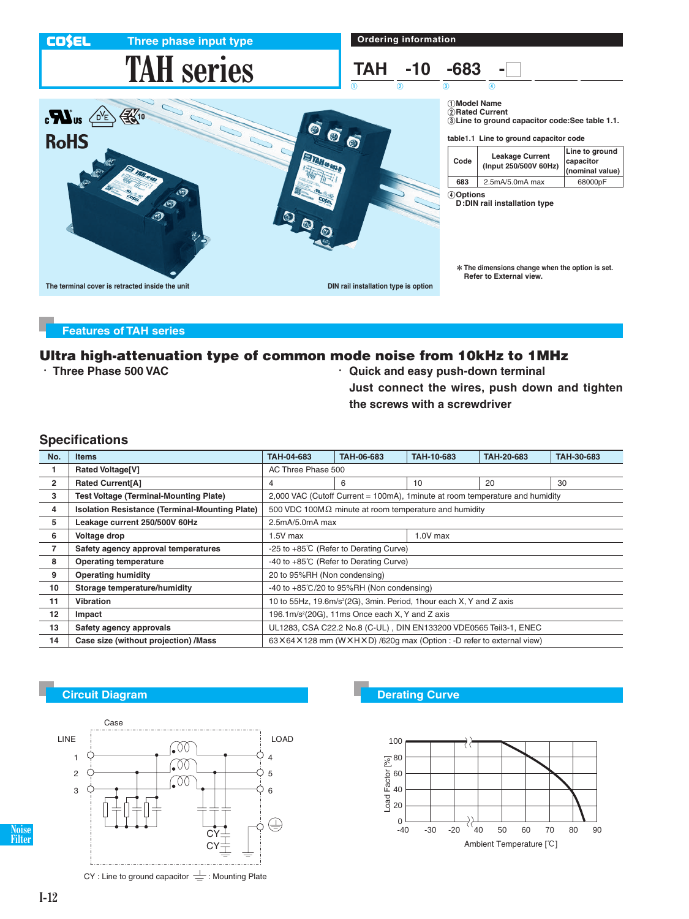COSEL Three phase input type

# TAH series

## Ordering information

TAH -10 -683 -□

① ② ③ ④

①Model Name
②Rated Current
③Line to ground capacitor code:See table 1.1.

table1.1 Line to ground capacitor code

| Code | Leakage Current (Input 250/500V 60Hz) | Line to ground capacitor (nominal value) |
|---|---|---|
| 683 | 2.5mA/5.0mA max | 68000pF |

④Options
D:DIN rail installation type

＊The dimensions change when the option is set. Refer to External view.

RoHS

The terminal cover is retracted inside the unit

DIN rail installation type is option

## Features of TAH series

### Ultra high-attenuation type of common mode noise from 10kHz to 1MHz

- Three Phase 500 VAC
- Quick and easy push-down terminal
  Just connect the wires, push down and tighten the screws with a screwdriver

## Specifications

| No. | Items | TAH-04-683 | TAH-06-683 | TAH-10-683 | TAH-20-683 | TAH-30-683 |
|---|---|---|---|---|---|---|
| 1 | Rated Voltage[V] | AC Three Phase 500 | | | | |
| 2 | Rated Current[A] | 4 | 6 | 10 | 20 | 30 |
| 3 | Test Voltage (Terminal-Mounting Plate) | 2,000 VAC (Cutoff Current = 100mA), 1minute at room temperature and humidity | | | | |
| 4 | Isolation Resistance (Terminal-Mounting Plate) | 500 VDC 100MΩ minute at room temperature and humidity | | | | |
| 5 | Leakage current 250/500V 60Hz | 2.5mA/5.0mA max | | | | |
| 6 | Voltage drop | 1.5V max | | 1.0V max | | |
| 7 | Safety agency approval temperatures | -25 to +85℃ (Refer to Derating Curve) | | | | |
| 8 | Operating temperature | -40 to +85℃ (Refer to Derating Curve) | | | | |
| 9 | Operating humidity | 20 to 95%RH (Non condensing) | | | | |
| 10 | Storage temperature/humidity | -40 to +85℃/20 to 95%RH (Non condensing) | | | | |
| 11 | Vibration | 10 to 55Hz, 19.6m/s²(2G), 3min. Period, 1hour each X, Y and Z axis | | | | |
| 12 | Impact | 196.1m/s²(20G), 11ms Once each X, Y and Z axis | | | | |
| 13 | Safety agency approvals | UL1283, CSA C22.2 No.8 (C-UL) , DIN EN133200 VDE0565 Teil3-1, ENEC | | | | |
| 14 | Case size (without projection) /Mass | 63×64×128 mm (W×H×D) /620g max (Option : -D refer to external view) | | | | |

## Circuit Diagram

CY : Line to ground capacitor ⏚ : Mounting Plate

## Derating Curve

Load Factor [%] vs Ambient Temperature [℃]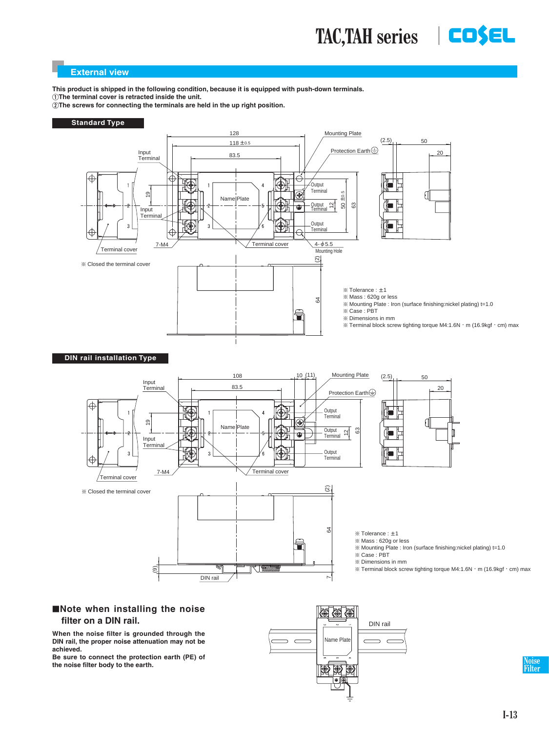## External view

**This product is shipped in the following condition, because it is equipped with push-down terminals.**
**①The terminal cover is retracted inside the unit.**
**②The screws for connecting the terminals are held in the up right position.**

### Standard Type

128
118 ±0.5
83.5
Mounting Plate
(2.5)
50
20
Protection Earth
Input Terminal
Output Terminal
Name Plate
19
12
50 ±0.5
63
Input Terminal
7-M4
Terminal cover
4-φ5.5
Mounting Hole
Terminal cover
※ Closed the terminal cover
(2)
64

※ Tolerance : ±1
※ Mass : 620g or less
※ Mounting Plate : Iron (surface finishing:nickel plating) t=1.0
※ Case : PBT
※ Dimensions in mm
※ Terminal block screw tighting torque M4:1.6N・m (16.9kgf・cm) max

### DIN rail installation Type

108
10 (11)
83.5
Mounting Plate
(2.5)
50
20
Protection Earth
Input Terminal
Output Terminal
Name Plate
19
12
63
Input Terminal
7-M4
Terminal cover
Terminal cover
※ Closed the terminal cover
(2)
64
(9)
7
DIN rail

※ Tolerance : ±1
※ Mass : 620g or less
※ Mounting Plate : Iron (surface finishing:nickel plating) t=1.0
※ Case : PBT
※ Dimensions in mm
※ Terminal block screw tighting torque M4:1.6N・m (16.9kgf・cm) max

### ■Note when installing the noise filter on a DIN rail.

**When the noise filter is grounded through the DIN rail, the proper noise attenuation may not be achieved.**
**Be sure to connect the protection earth (PE) of the noise filter body to the earth.**

Name Plate
DIN rail